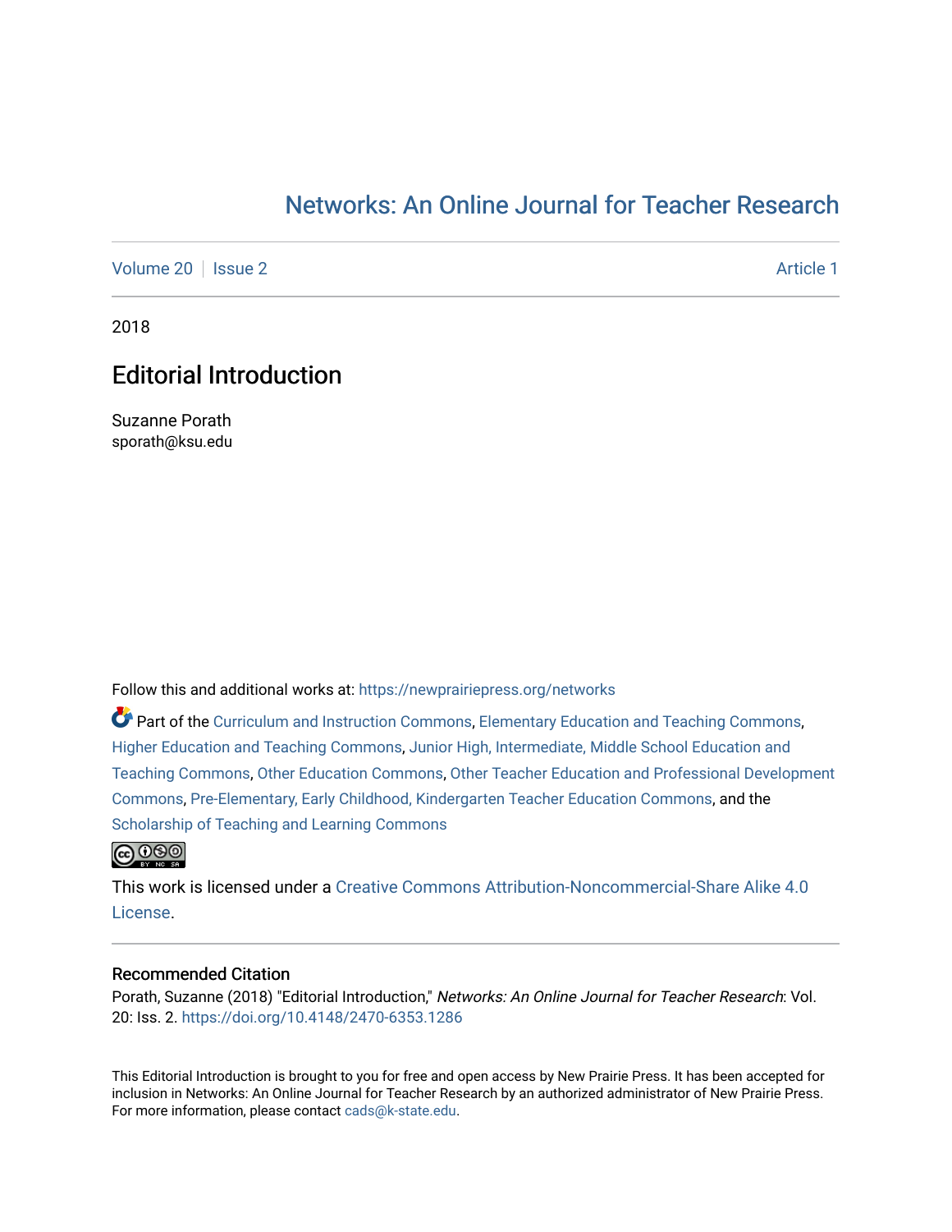# Networks: An Online Journal for Teacher Research

Volume 20 | Issue 2 Article 1

2018

## Editorial Introduction

Suzanne Porath
sporath@ksu.edu

Follow this and additional works at: https://newprairiepress.org/networks

Part of the Curriculum and Instruction Commons, Elementary Education and Teaching Commons, Higher Education and Teaching Commons, Junior High, Intermediate, Middle School Education and Teaching Commons, Other Education Commons, Other Teacher Education and Professional Development Commons, Pre-Elementary, Early Childhood, Kindergarten Teacher Education Commons, and the Scholarship of Teaching and Learning Commons

This work is licensed under a Creative Commons Attribution-Noncommercial-Share Alike 4.0 License.

### Recommended Citation

Porath, Suzanne (2018) "Editorial Introduction," *Networks: An Online Journal for Teacher Research*: Vol. 20: Iss. 2. https://doi.org/10.4148/2470-6353.1286

This Editorial Introduction is brought to you for free and open access by New Prairie Press. It has been accepted for inclusion in Networks: An Online Journal for Teacher Research by an authorized administrator of New Prairie Press. For more information, please contact cads@k-state.edu.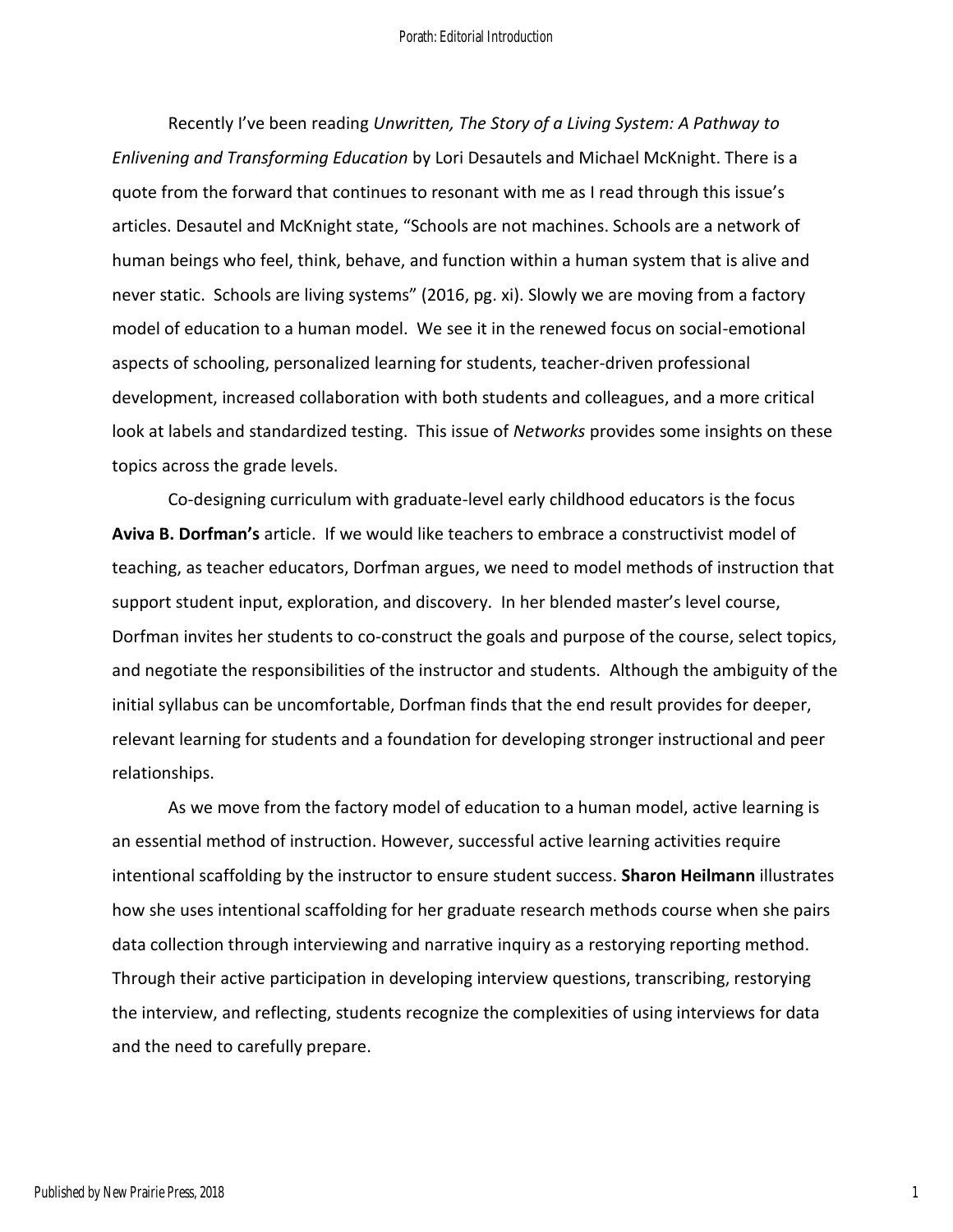Recently I've been reading *Unwritten, The Story of a Living System: A Pathway to Enlivening and Transforming Education* by Lori Desautels and Michael McKnight. There is a quote from the forward that continues to resonant with me as I read through this issue's articles. Desautel and McKnight state, "Schools are not machines. Schools are a network of human beings who feel, think, behave, and function within a human system that is alive and never static. Schools are living systems" (2016, pg. xi). Slowly we are moving from a factory model of education to a human model. We see it in the renewed focus on social-emotional aspects of schooling, personalized learning for students, teacher-driven professional development, increased collaboration with both students and colleagues, and a more critical look at labels and standardized testing. This issue of *Networks* provides some insights on these topics across the grade levels.

Co-designing curriculum with graduate-level early childhood educators is the focus **Aviva B. Dorfman's** article. If we would like teachers to embrace a constructivist model of teaching, as teacher educators, Dorfman argues, we need to model methods of instruction that support student input, exploration, and discovery. In her blended master's level course, Dorfman invites her students to co-construct the goals and purpose of the course, select topics, and negotiate the responsibilities of the instructor and students. Although the ambiguity of the initial syllabus can be uncomfortable, Dorfman finds that the end result provides for deeper, relevant learning for students and a foundation for developing stronger instructional and peer relationships.

As we move from the factory model of education to a human model, active learning is an essential method of instruction. However, successful active learning activities require intentional scaffolding by the instructor to ensure student success. **Sharon Heilmann** illustrates how she uses intentional scaffolding for her graduate research methods course when she pairs data collection through interviewing and narrative inquiry as a restorying reporting method. Through their active participation in developing interview questions, transcribing, restorying the interview, and reflecting, students recognize the complexities of using interviews for data and the need to carefully prepare.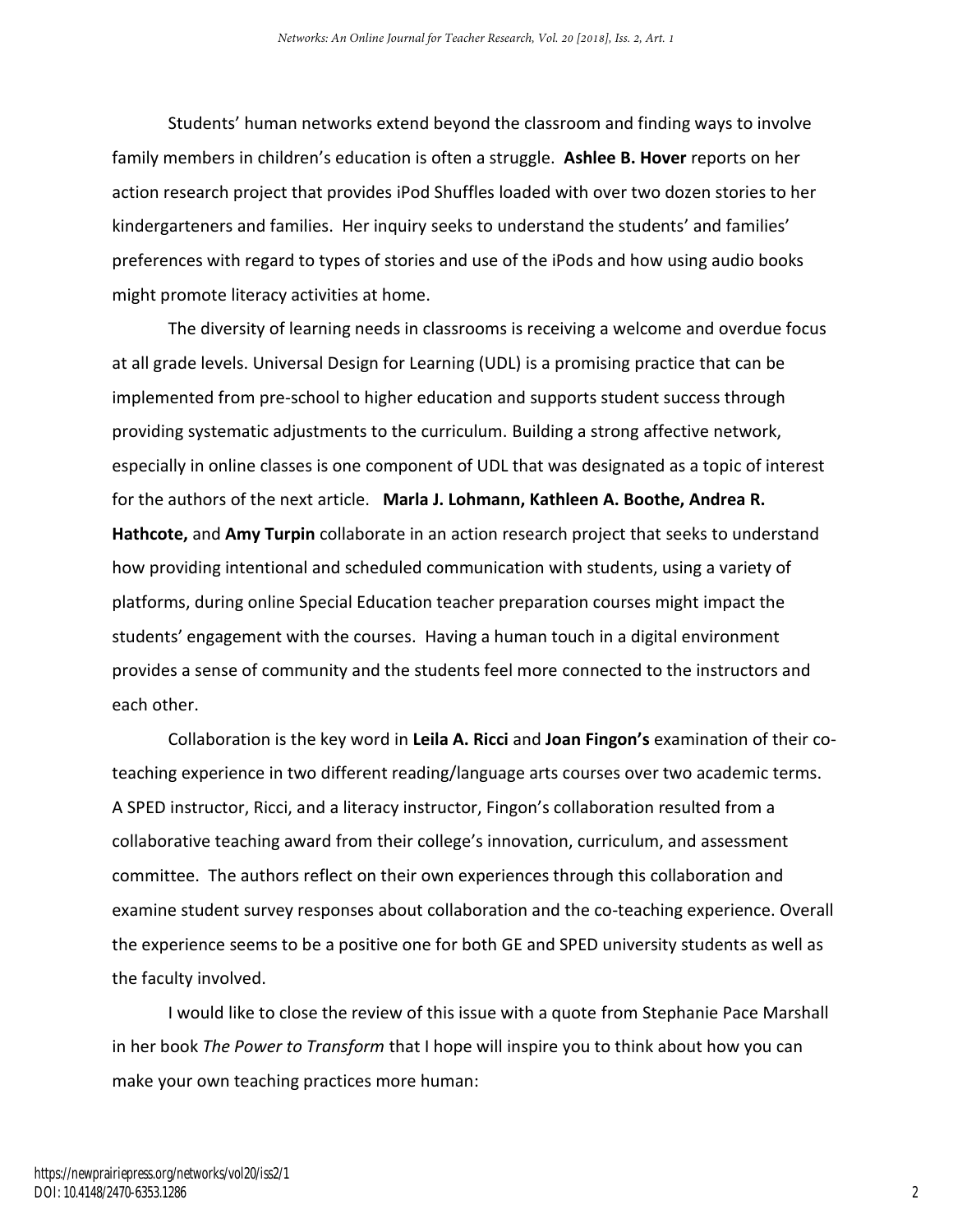Students' human networks extend beyond the classroom and finding ways to involve family members in children's education is often a struggle. **Ashlee B. Hover** reports on her action research project that provides iPod Shuffles loaded with over two dozen stories to her kindergarteners and families. Her inquiry seeks to understand the students' and families' preferences with regard to types of stories and use of the iPods and how using audio books might promote literacy activities at home.

The diversity of learning needs in classrooms is receiving a welcome and overdue focus at all grade levels. Universal Design for Learning (UDL) is a promising practice that can be implemented from pre-school to higher education and supports student success through providing systematic adjustments to the curriculum. Building a strong affective network, especially in online classes is one component of UDL that was designated as a topic of interest for the authors of the next article. **Marla J. Lohmann, Kathleen A. Boothe, Andrea R. Hathcote,** and **Amy Turpin** collaborate in an action research project that seeks to understand how providing intentional and scheduled communication with students, using a variety of platforms, during online Special Education teacher preparation courses might impact the students' engagement with the courses. Having a human touch in a digital environment provides a sense of community and the students feel more connected to the instructors and each other.

Collaboration is the key word in **Leila A. Ricci** and **Joan Fingon's** examination of their co-teaching experience in two different reading/language arts courses over two academic terms. A SPED instructor, Ricci, and a literacy instructor, Fingon's collaboration resulted from a collaborative teaching award from their college's innovation, curriculum, and assessment committee. The authors reflect on their own experiences through this collaboration and examine student survey responses about collaboration and the co-teaching experience. Overall the experience seems to be a positive one for both GE and SPED university students as well as the faculty involved.

I would like to close the review of this issue with a quote from Stephanie Pace Marshall in her book *The Power to Transform* that I hope will inspire you to think about how you can make your own teaching practices more human: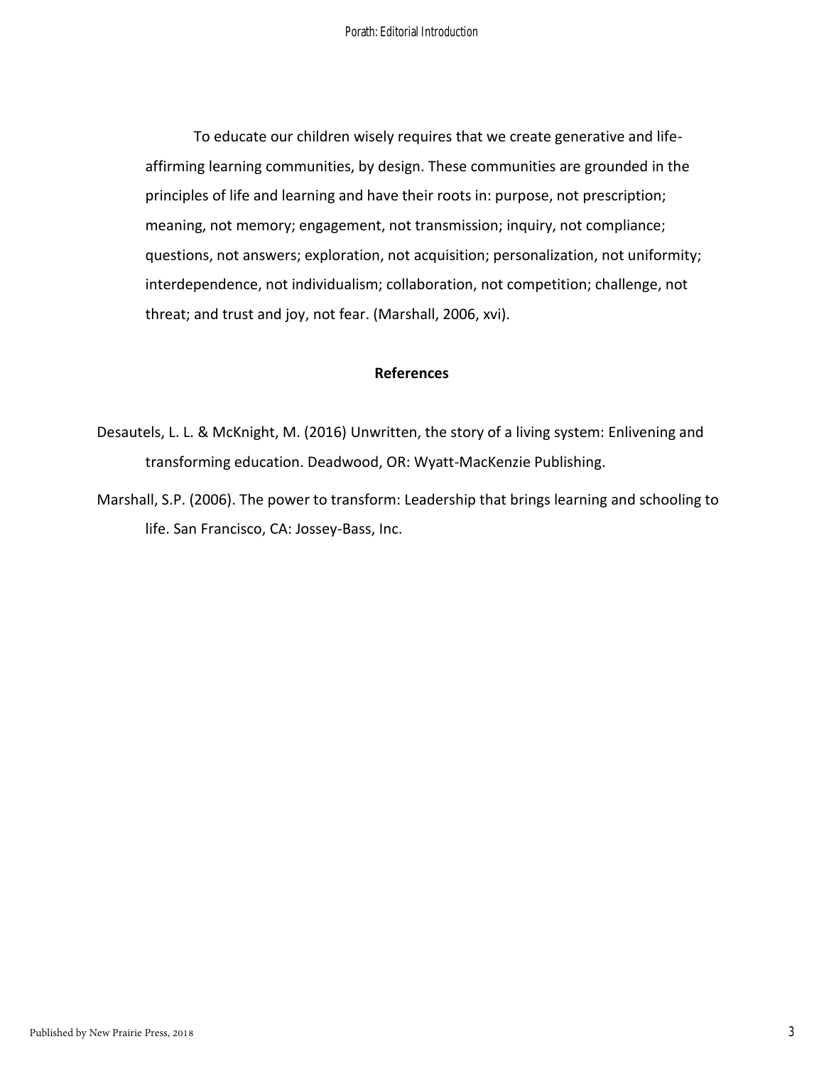To educate our children wisely requires that we create generative and life-affirming learning communities, by design. These communities are grounded in the principles of life and learning and have their roots in: purpose, not prescription; meaning, not memory; engagement, not transmission; inquiry, not compliance; questions, not answers; exploration, not acquisition; personalization, not uniformity; interdependence, not individualism; collaboration, not competition; challenge, not threat; and trust and joy, not fear. (Marshall, 2006, xvi).

## References

Desautels, L. L. & McKnight, M. (2016) Unwritten, the story of a living system: Enlivening and transforming education. Deadwood, OR: Wyatt-MacKenzie Publishing.

Marshall, S.P. (2006). The power to transform: Leadership that brings learning and schooling to life. San Francisco, CA: Jossey-Bass, Inc.